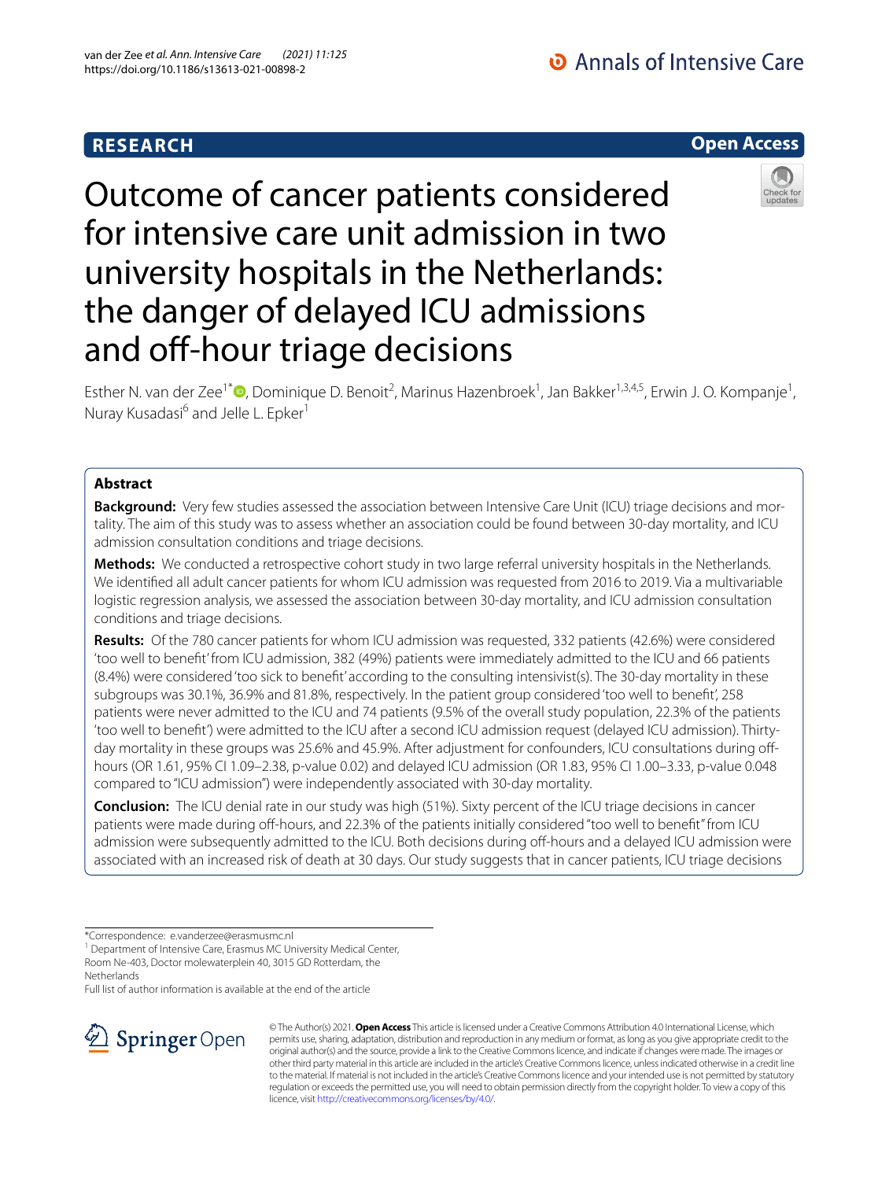RESEARCH

Open Access

# Outcome of cancer patients considered for intensive care unit admission in two university hospitals in the Netherlands: the danger of delayed ICU admissions and off-hour triage decisions

Esther N. van der Zee[1*], Dominique D. Benoit[2], Marinus Hazenbroek[1], Jan Bakker[1,3,4,5], Erwin J. O. Kompanje[1], Nuray Kusadasi[6] and Jelle L. Epker[1]

## Abstract

**Background:** Very few studies assessed the association between Intensive Care Unit (ICU) triage decisions and mortality. The aim of this study was to assess whether an association could be found between 30-day mortality, and ICU admission consultation conditions and triage decisions.

**Methods:** We conducted a retrospective cohort study in two large referral university hospitals in the Netherlands. We identified all adult cancer patients for whom ICU admission was requested from 2016 to 2019. Via a multivariable logistic regression analysis, we assessed the association between 30-day mortality, and ICU admission consultation conditions and triage decisions.

**Results:** Of the 780 cancer patients for whom ICU admission was requested, 332 patients (42.6%) were considered 'too well to benefit' from ICU admission, 382 (49%) patients were immediately admitted to the ICU and 66 patients (8.4%) were considered 'too sick to benefit' according to the consulting intensivist(s). The 30-day mortality in these subgroups was 30.1%, 36.9% and 81.8%, respectively. In the patient group considered 'too well to benefit', 258 patients were never admitted to the ICU and 74 patients (9.5% of the overall study population, 22.3% of the patients 'too well to benefit') were admitted to the ICU after a second ICU admission request (delayed ICU admission). Thirty-day mortality in these groups was 25.6% and 45.9%. After adjustment for confounders, ICU consultations during off-hours (OR 1.61, 95% CI 1.09–2.38, p-value 0.02) and delayed ICU admission (OR 1.83, 95% CI 1.00–3.33, p-value 0.048 compared to "ICU admission") were independently associated with 30-day mortality.

**Conclusion:** The ICU denial rate in our study was high (51%). Sixty percent of the ICU triage decisions in cancer patients were made during off-hours, and 22.3% of the patients initially considered "too well to benefit" from ICU admission were subsequently admitted to the ICU. Both decisions during off-hours and a delayed ICU admission were associated with an increased risk of death at 30 days. Our study suggests that in cancer patients, ICU triage decisions

*Correspondence: e.vanderzee@erasmusmc.nl
[1] Department of Intensive Care, Erasmus MC University Medical Center, Room Ne-403, Doctor molewaterplein 40, 3015 GD Rotterdam, the Netherlands
Full list of author information is available at the end of the article

© The Author(s) 2021. **Open Access** This article is licensed under a Creative Commons Attribution 4.0 International License, which permits use, sharing, adaptation, distribution and reproduction in any medium or format, as long as you give appropriate credit to the original author(s) and the source, provide a link to the Creative Commons licence, and indicate if changes were made. The images or other third party material in this article are included in the article's Creative Commons licence, unless indicated otherwise in a credit line to the material. If material is not included in the article's Creative Commons licence and your intended use is not permitted by statutory regulation or exceeds the permitted use, you will need to obtain permission directly from the copyright holder. To view a copy of this licence, visit http://creativecommons.org/licenses/by/4.0/.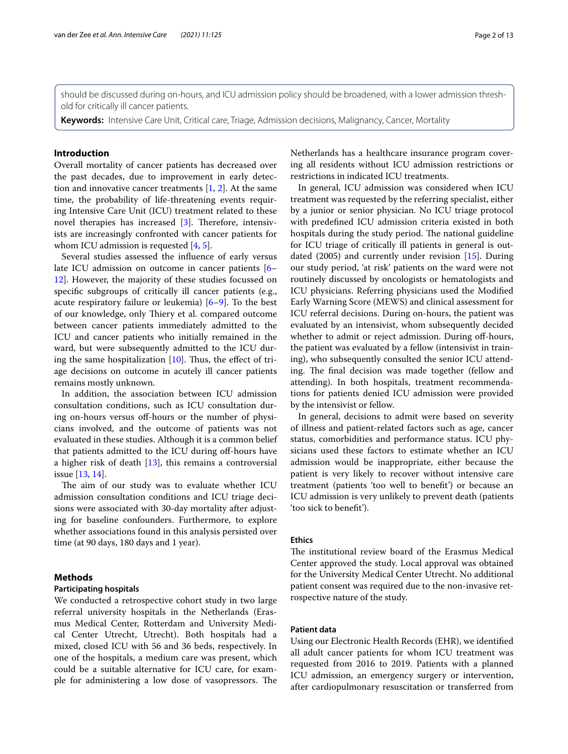should be discussed during on-hours, and ICU admission policy should be broadened, with a lower admission threshold for critically ill cancer patients.

**Keywords:** Intensive Care Unit, Critical care, Triage, Admission decisions, Malignancy, Cancer, Mortality

## Introduction

Overall mortality of cancer patients has decreased over the past decades, due to improvement in early detection and innovative cancer treatments [1, 2]. At the same time, the probability of life-threatening events requiring Intensive Care Unit (ICU) treatment related to these novel therapies has increased [3]. Therefore, intensivists are increasingly confronted with cancer patients for whom ICU admission is requested [4, 5].

Several studies assessed the influence of early versus late ICU admission on outcome in cancer patients [6–12]. However, the majority of these studies focussed on specific subgroups of critically ill cancer patients (e.g., acute respiratory failure or leukemia) [6–9]. To the best of our knowledge, only Thiery et al. compared outcome between cancer patients immediately admitted to the ICU and cancer patients who initially remained in the ward, but were subsequently admitted to the ICU during the same hospitalization [10]. Thus, the effect of triage decisions on outcome in acutely ill cancer patients remains mostly unknown.

In addition, the association between ICU admission consultation conditions, such as ICU consultation during on-hours versus off-hours or the number of physicians involved, and the outcome of patients was not evaluated in these studies. Although it is a common belief that patients admitted to the ICU during off-hours have a higher risk of death [13], this remains a controversial issue [13, 14].

The aim of our study was to evaluate whether ICU admission consultation conditions and ICU triage decisions were associated with 30-day mortality after adjusting for baseline confounders. Furthermore, to explore whether associations found in this analysis persisted over time (at 90 days, 180 days and 1 year).

## Methods

### Participating hospitals

We conducted a retrospective cohort study in two large referral university hospitals in the Netherlands (Erasmus Medical Center, Rotterdam and University Medical Center Utrecht, Utrecht). Both hospitals had a mixed, closed ICU with 56 and 36 beds, respectively. In one of the hospitals, a medium care was present, which could be a suitable alternative for ICU care, for example for administering a low dose of vasopressors. The Netherlands has a healthcare insurance program covering all residents without ICU admission restrictions or restrictions in indicated ICU treatments.

In general, ICU admission was considered when ICU treatment was requested by the referring specialist, either by a junior or senior physician. No ICU triage protocol with predefined ICU admission criteria existed in both hospitals during the study period. The national guideline for ICU triage of critically ill patients in general is outdated (2005) and currently under revision [15]. During our study period, 'at risk' patients on the ward were not routinely discussed by oncologists or hematologists and ICU physicians. Referring physicians used the Modified Early Warning Score (MEWS) and clinical assessment for ICU referral decisions. During on-hours, the patient was evaluated by an intensivist, whom subsequently decided whether to admit or reject admission. During off-hours, the patient was evaluated by a fellow (intensivist in training), who subsequently consulted the senior ICU attending. The final decision was made together (fellow and attending). In both hospitals, treatment recommendations for patients denied ICU admission were provided by the intensivist or fellow.

In general, decisions to admit were based on severity of illness and patient-related factors such as age, cancer status, comorbidities and performance status. ICU physicians used these factors to estimate whether an ICU admission would be inappropriate, either because the patient is very likely to recover without intensive care treatment (patients 'too well to benefit') or because an ICU admission is very unlikely to prevent death (patients 'too sick to benefit').

### Ethics

The institutional review board of the Erasmus Medical Center approved the study. Local approval was obtained for the University Medical Center Utrecht. No additional patient consent was required due to the non-invasive retrospective nature of the study.

### Patient data

Using our Electronic Health Records (EHR), we identified all adult cancer patients for whom ICU treatment was requested from 2016 to 2019. Patients with a planned ICU admission, an emergency surgery or intervention, after cardiopulmonary resuscitation or transferred from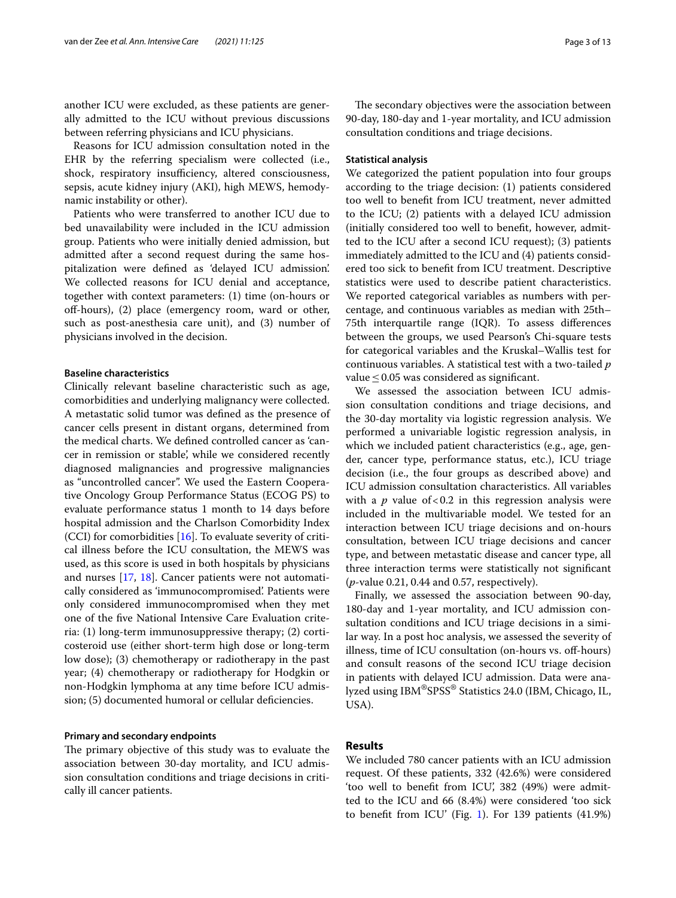another ICU were excluded, as these patients are generally admitted to the ICU without previous discussions between referring physicians and ICU physicians.

Reasons for ICU admission consultation noted in the EHR by the referring specialism were collected (i.e., shock, respiratory insufficiency, altered consciousness, sepsis, acute kidney injury (AKI), high MEWS, hemodynamic instability or other).

Patients who were transferred to another ICU due to bed unavailability were included in the ICU admission group. Patients who were initially denied admission, but admitted after a second request during the same hospitalization were defined as 'delayed ICU admission'. We collected reasons for ICU denial and acceptance, together with context parameters: (1) time (on-hours or off-hours), (2) place (emergency room, ward or other, such as post-anesthesia care unit), and (3) number of physicians involved in the decision.

#### Baseline characteristics

Clinically relevant baseline characteristic such as age, comorbidities and underlying malignancy were collected. A metastatic solid tumor was defined as the presence of cancer cells present in distant organs, determined from the medical charts. We defined controlled cancer as 'cancer in remission or stable', while we considered recently diagnosed malignancies and progressive malignancies as "uncontrolled cancer". We used the Eastern Cooperative Oncology Group Performance Status (ECOG PS) to evaluate performance status 1 month to 14 days before hospital admission and the Charlson Comorbidity Index (CCI) for comorbidities [16]. To evaluate severity of critical illness before the ICU consultation, the MEWS was used, as this score is used in both hospitals by physicians and nurses [17, 18]. Cancer patients were not automatically considered as 'immunocompromised'. Patients were only considered immunocompromised when they met one of the five National Intensive Care Evaluation criteria: (1) long-term immunosuppressive therapy; (2) corticosteroid use (either short-term high dose or long-term low dose); (3) chemotherapy or radiotherapy in the past year; (4) chemotherapy or radiotherapy for Hodgkin or non-Hodgkin lymphoma at any time before ICU admission; (5) documented humoral or cellular deficiencies.

#### Primary and secondary endpoints

The primary objective of this study was to evaluate the association between 30-day mortality, and ICU admission consultation conditions and triage decisions in critically ill cancer patients.

The secondary objectives were the association between 90-day, 180-day and 1-year mortality, and ICU admission consultation conditions and triage decisions.

#### Statistical analysis

We categorized the patient population into four groups according to the triage decision: (1) patients considered too well to benefit from ICU treatment, never admitted to the ICU; (2) patients with a delayed ICU admission (initially considered too well to benefit, however, admitted to the ICU after a second ICU request); (3) patients immediately admitted to the ICU and (4) patients considered too sick to benefit from ICU treatment. Descriptive statistics were used to describe patient characteristics. We reported categorical variables as numbers with percentage, and continuous variables as median with 25th–75th interquartile range (IQR). To assess differences between the groups, we used Pearson's Chi-square tests for categorical variables and the Kruskal–Wallis test for continuous variables. A statistical test with a two-tailed $p$ value $\leq 0.05$ was considered as significant.

We assessed the association between ICU admission consultation conditions and triage decisions, and the 30-day mortality via logistic regression analysis. We performed a univariable logistic regression analysis, in which we included patient characteristics (e.g., age, gender, cancer type, performance status, etc.), ICU triage decision (i.e., the four groups as described above) and ICU admission consultation characteristics. All variables with a $p$ value of $<0.2$ in this regression analysis were included in the multivariable model. We tested for an interaction between ICU triage decisions and on-hours consultation, between ICU triage decisions and cancer type, and between metastatic disease and cancer type, all three interaction terms were statistically not significant ($p$-value 0.21, 0.44 and 0.57, respectively).

Finally, we assessed the association between 90-day, 180-day and 1-year mortality, and ICU admission consultation conditions and ICU triage decisions in a similar way. In a post hoc analysis, we assessed the severity of illness, time of ICU consultation (on-hours vs. off-hours) and consult reasons of the second ICU triage decision in patients with delayed ICU admission. Data were analyzed using IBM®SPSS® Statistics 24.0 (IBM, Chicago, IL, USA).

## Results

We included 780 cancer patients with an ICU admission request. Of these patients, 332 (42.6%) were considered 'too well to benefit from ICU', 382 (49%) were admitted to the ICU and 66 (8.4%) were considered 'too sick to benefit from ICU' (Fig. 1). For 139 patients (41.9%)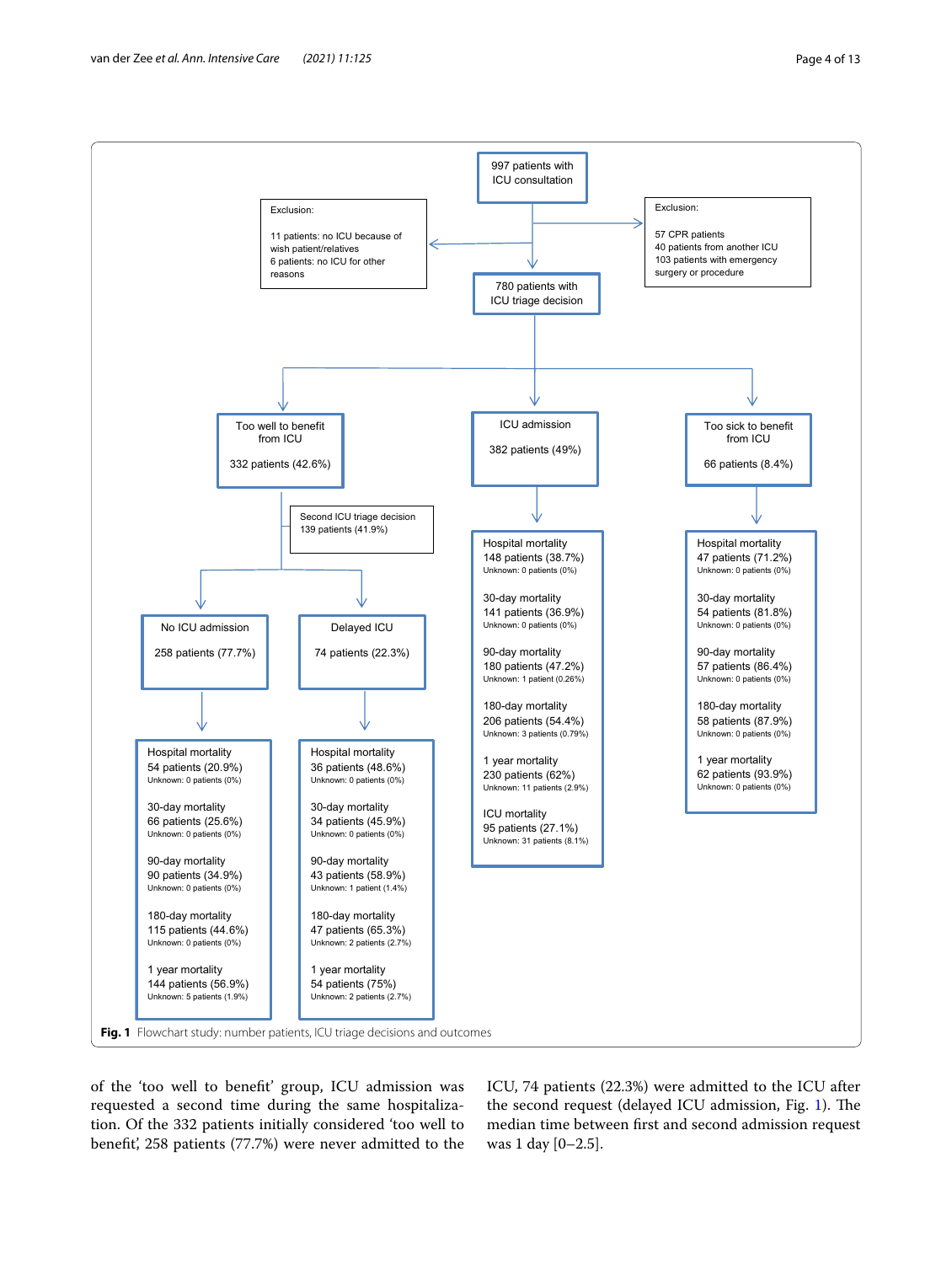997 patients with ICU consultation

Exclusion:

11 patients: no ICU because of wish patient/relatives
6 patients: no ICU for other reasons

Exclusion:

57 CPR patients
40 patients from another ICU
103 patients with emergency surgery or procedure

780 patients with ICU triage decision

Too well to benefit from ICU

332 patients (42.6%)

ICU admission

382 patients (49%)

Too sick to benefit from ICU

66 patients (8.4%)

Second ICU triage decision
139 patients (41.9%)

No ICU admission

258 patients (77.7%)

Delayed ICU

74 patients (22.3%)

Hospital mortality
54 patients (20.9%)
Unknown: 0 patients (0%)

30-day mortality
66 patients (25.6%)
Unknown: 0 patients (0%)

90-day mortality
90 patients (34.9%)
Unknown: 0 patients (0%)

180-day mortality
115 patients (44.6%)
Unknown: 0 patients (0%)

1 year mortality
144 patients (56.9%)
Unknown: 5 patients (1.9%)

Hospital mortality
36 patients (48.6%)
Unknown: 0 patients (0%)

30-day mortality
34 patients (45.9%)
Unknown: 0 patients (0%)

90-day mortality
43 patients (58.9%)
Unknown: 1 patient (1.4%)

180-day mortality
47 patients (65.3%)
Unknown: 2 patients (2.7%)

1 year mortality
54 patients (75%)
Unknown: 2 patients (2.7%)

Hospital mortality
148 patients (38.7%)
Unknown: 0 patients (0%)

30-day mortality
141 patients (36.9%)
Unknown: 0 patients (0%)

90-day mortality
180 patients (47.2%)
Unknown: 1 patient (0.26%)

180-day mortality
206 patients (54.4%)
Unknown: 3 patients (0.79%)

1 year mortality
230 patients (62%)
Unknown: 11 patients (2.9%)

ICU mortality
95 patients (27.1%)
Unknown: 31 patients (8.1%)

Hospital mortality
47 patients (71.2%)
Unknown: 0 patients (0%)

30-day mortality
54 patients (81.8%)
Unknown: 0 patients (0%)

90-day mortality
57 patients (86.4%)
Unknown: 0 patients (0%)

180-day mortality
58 patients (87.9%)
Unknown: 0 patients (0%)

1 year mortality
62 patients (93.9%)
Unknown: 0 patients (0%)

**Fig. 1** Flowchart study: number patients, ICU triage decisions and outcomes

of the 'too well to benefit' group, ICU admission was requested a second time during the same hospitalization. Of the 332 patients initially considered 'too well to benefit', 258 patients (77.7%) were never admitted to the ICU, 74 patients (22.3%) were admitted to the ICU after the second request (delayed ICU admission, Fig. 1). The median time between first and second admission request was 1 day [0–2.5].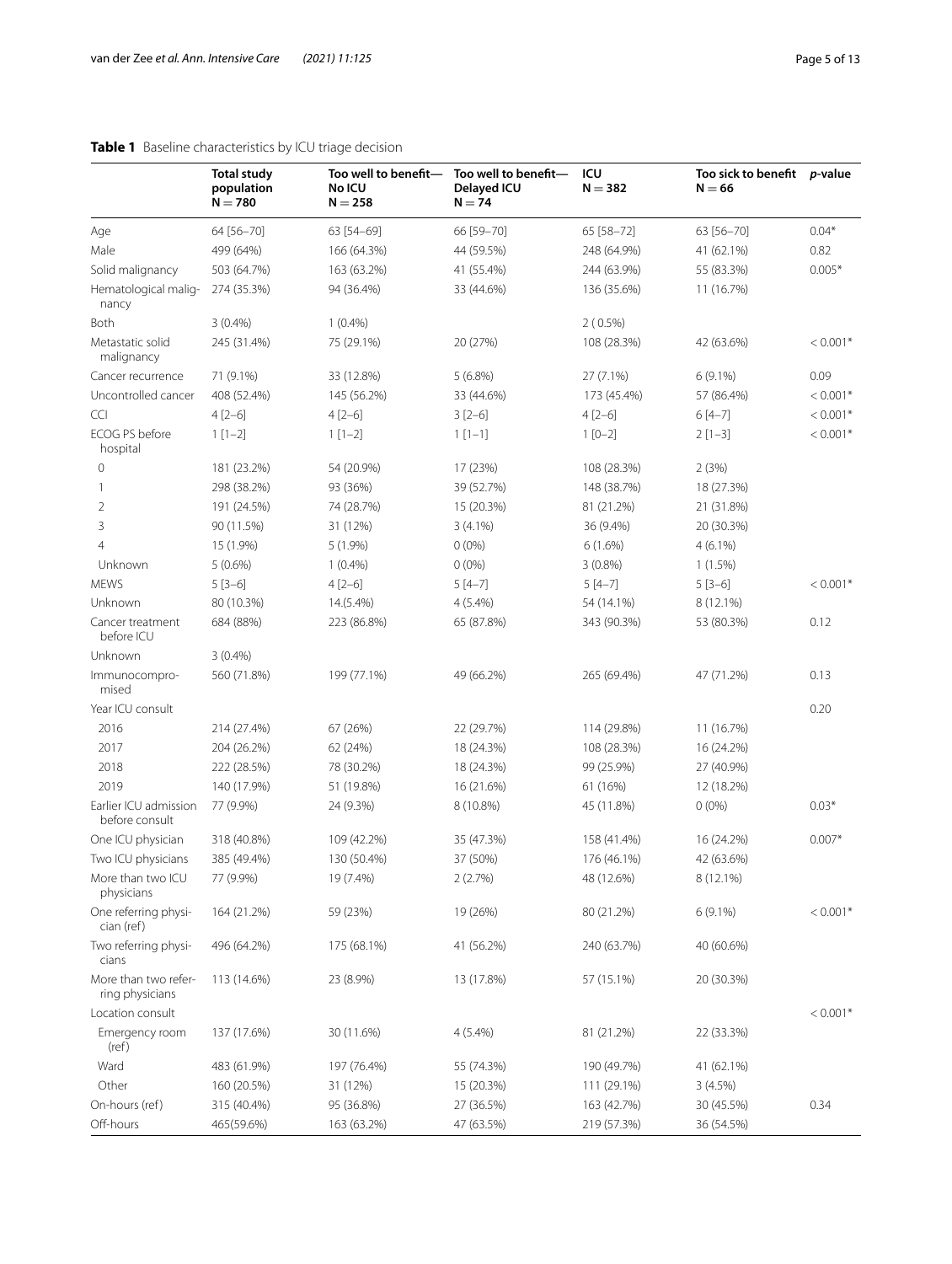**Table 1** Baseline characteristics by ICU triage decision

| | Total study population N = 780 | Too well to benefit—No ICU N = 258 | Too well to benefit—Delayed ICU N = 74 | ICU N = 382 | Too sick to benefit N = 66 | *p*-value |
|---|---|---|---|---|---|---|
| Age | 64 [56–70] | 63 [54–69] | 66 [59–70] | 65 [58–72] | 63 [56–70] | 0.04* |
| Male | 499 (64%) | 166 (64.3%) | 44 (59.5%) | 248 (64.9%) | 41 (62.1%) | 0.82 |
| Solid malignancy | 503 (64.7%) | 163 (63.2%) | 41 (55.4%) | 244 (63.9%) | 55 (83.3%) | 0.005* |
| Hematological malignancy | 274 (35.3%) | 94 (36.4%) | 33 (44.6%) | 136 (35.6%) | 11 (16.7%) | |
| Both | 3 (0.4%) | 1 (0.4%) | | 2 ( 0.5%) | | |
| Metastatic solid malignancy | 245 (31.4%) | 75 (29.1%) | 20 (27%) | 108 (28.3%) | 42 (63.6%) | < 0.001* |
| Cancer recurrence | 71 (9.1%) | 33 (12.8%) | 5 (6.8%) | 27 (7.1%) | 6 (9.1%) | 0.09 |
| Uncontrolled cancer | 408 (52.4%) | 145 (56.2%) | 33 (44.6%) | 173 (45.4%) | 57 (86.4%) | < 0.001* |
| CCI | 4 [2–6] | 4 [2–6] | 3 [2–6] | 4 [2–6] | 6 [4–7] | < 0.001* |
| ECOG PS before hospital | 1 [1–2] | 1 [1–2] | 1 [1–1] | 1 [0–2] | 2 [1–3] | < 0.001* |
| 0 | 181 (23.2%) | 54 (20.9%) | 17 (23%) | 108 (28.3%) | 2 (3%) | |
| 1 | 298 (38.2%) | 93 (36%) | 39 (52.7%) | 148 (38.7%) | 18 (27.3%) | |
| 2 | 191 (24.5%) | 74 (28.7%) | 15 (20.3%) | 81 (21.2%) | 21 (31.8%) | |
| 3 | 90 (11.5%) | 31 (12%) | 3 (4.1%) | 36 (9.4%) | 20 (30.3%) | |
| 4 | 15 (1.9%) | 5 (1.9%) | 0 (0%) | 6 (1.6%) | 4 (6.1%) | |
| Unknown | 5 (0.6%) | 1 (0.4%) | 0 (0%) | 3 (0.8%) | 1 (1.5%) | |
| MEWS | 5 [3–6] | 4 [2–6] | 5 [4–7] | 5 [4–7] | 5 [3–6] | < 0.001* |
| Unknown | 80 (10.3%) | 14.(5.4%) | 4 (5.4%) | 54 (14.1%) | 8 (12.1%) | |
| Cancer treatment before ICU | 684 (88%) | 223 (86.8%) | 65 (87.8%) | 343 (90.3%) | 53 (80.3%) | 0.12 |
| Unknown | 3 (0.4%) | | | | | |
| Immunocompromised | 560 (71.8%) | 199 (77.1%) | 49 (66.2%) | 265 (69.4%) | 47 (71.2%) | 0.13 |
| Year ICU consult | | | | | | 0.20 |
| 2016 | 214 (27.4%) | 67 (26%) | 22 (29.7%) | 114 (29.8%) | 11 (16.7%) | |
| 2017 | 204 (26.2%) | 62 (24%) | 18 (24.3%) | 108 (28.3%) | 16 (24.2%) | |
| 2018 | 222 (28.5%) | 78 (30.2%) | 18 (24.3%) | 99 (25.9%) | 27 (40.9%) | |
| 2019 | 140 (17.9%) | 51 (19.8%) | 16 (21.6%) | 61 (16%) | 12 (18.2%) | |
| Earlier ICU admission before consult | 77 (9.9%) | 24 (9.3%) | 8 (10.8%) | 45 (11.8%) | 0 (0%) | 0.03* |
| One ICU physician | 318 (40.8%) | 109 (42.2%) | 35 (47.3%) | 158 (41.4%) | 16 (24.2%) | 0.007* |
| Two ICU physicians | 385 (49.4%) | 130 (50.4%) | 37 (50%) | 176 (46.1%) | 42 (63.6%) | |
| More than two ICU physicians | 77 (9.9%) | 19 (7.4%) | 2 (2.7%) | 48 (12.6%) | 8 (12.1%) | |
| One referring physician (ref) | 164 (21.2%) | 59 (23%) | 19 (26%) | 80 (21.2%) | 6 (9.1%) | < 0.001* |
| Two referring physicians | 496 (64.2%) | 175 (68.1%) | 41 (56.2%) | 240 (63.7%) | 40 (60.6%) | |
| More than two referring physicians | 113 (14.6%) | 23 (8.9%) | 13 (17.8%) | 57 (15.1%) | 20 (30.3%) | |
| Location consult | | | | | | < 0.001* |
| Emergency room (ref) | 137 (17.6%) | 30 (11.6%) | 4 (5.4%) | 81 (21.2%) | 22 (33.3%) | |
| Ward | 483 (61.9%) | 197 (76.4%) | 55 (74.3%) | 190 (49.7%) | 41 (62.1%) | |
| Other | 160 (20.5%) | 31 (12%) | 15 (20.3%) | 111 (29.1%) | 3 (4.5%) | |
| On-hours (ref) | 315 (40.4%) | 95 (36.8%) | 27 (36.5%) | 163 (42.7%) | 30 (45.5%) | 0.34 |
| Off-hours | 465(59.6%) | 163 (63.2%) | 47 (63.5%) | 219 (57.3%) | 36 (54.5%) | |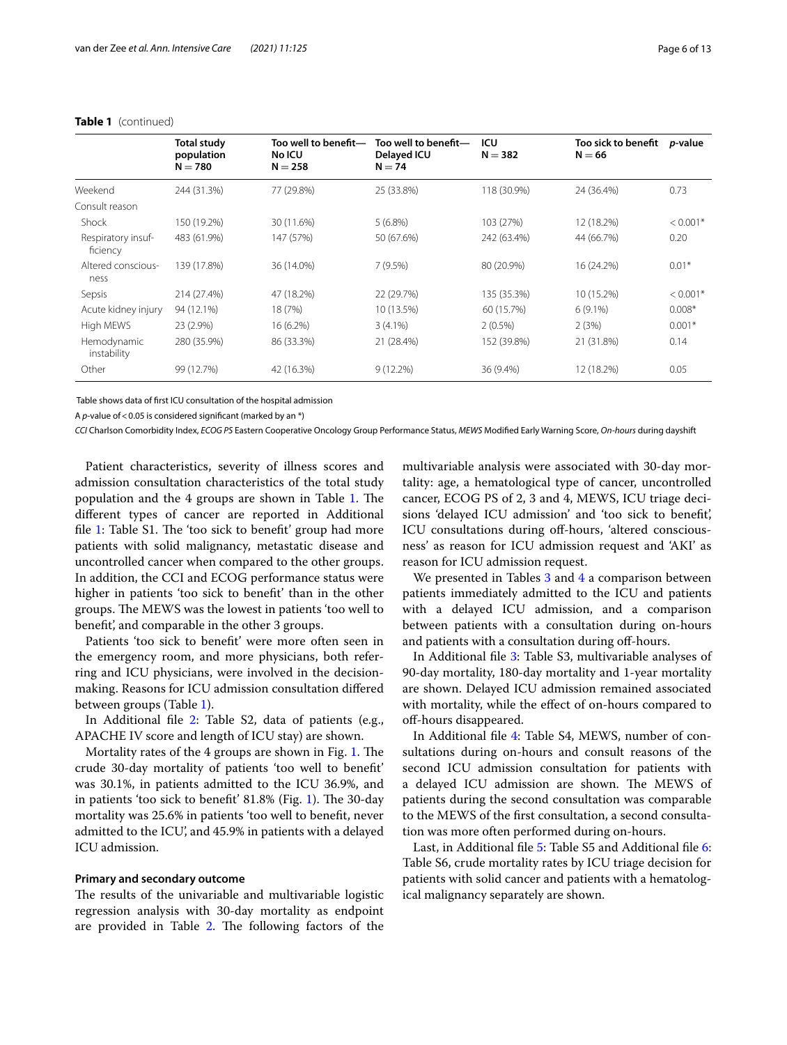**Table 1** (continued)

| | Total study population N = 780 | Too well to benefit—No ICU N = 258 | Too well to benefit—Delayed ICU N = 74 | ICU N = 382 | Too sick to benefit N = 66 | *p*-value |
|---|---|---|---|---|---|---|
| Weekend | 244 (31.3%) | 77 (29.8%) | 25 (33.8%) | 118 (30.9%) | 24 (36.4%) | 0.73 |
| Consult reason | | | | | | |
| Shock | 150 (19.2%) | 30 (11.6%) | 5 (6.8%) | 103 (27%) | 12 (18.2%) | < 0.001* |
| Respiratory insufficiency | 483 (61.9%) | 147 (57%) | 50 (67.6%) | 242 (63.4%) | 44 (66.7%) | 0.20 |
| Altered consciousness | 139 (17.8%) | 36 (14.0%) | 7 (9.5%) | 80 (20.9%) | 16 (24.2%) | 0.01* |
| Sepsis | 214 (27.4%) | 47 (18.2%) | 22 (29.7%) | 135 (35.3%) | 10 (15.2%) | < 0.001* |
| Acute kidney injury | 94 (12.1%) | 18 (7%) | 10 (13.5%) | 60 (15.7%) | 6 (9.1%) | 0.008* |
| High MEWS | 23 (2.9%) | 16 (6.2%) | 3 (4.1%) | 2 (0.5%) | 2 (3%) | 0.001* |
| Hemodynamic instability | 280 (35.9%) | 86 (33.3%) | 21 (28.4%) | 152 (39.8%) | 21 (31.8%) | 0.14 |
| Other | 99 (12.7%) | 42 (16.3%) | 9 (12.2%) | 36 (9.4%) | 12 (18.2%) | 0.05 |

Table shows data of first ICU consultation of the hospital admission

A *p*-value of < 0.05 is considered significant (marked by an *)

*CCI* Charlson Comorbidity Index, *ECOG PS* Eastern Cooperative Oncology Group Performance Status, *MEWS* Modified Early Warning Score, *On-hours* during dayshift

Patient characteristics, severity of illness scores and admission consultation characteristics of the total study population and the 4 groups are shown in Table 1. The different types of cancer are reported in Additional file 1: Table S1. The 'too sick to benefit' group had more patients with solid malignancy, metastatic disease and uncontrolled cancer when compared to the other groups. In addition, the CCI and ECOG performance status were higher in patients 'too sick to benefit' than in the other groups. The MEWS was the lowest in patients 'too well to benefit', and comparable in the other 3 groups.

Patients 'too sick to benefit' were more often seen in the emergency room, and more physicians, both referring and ICU physicians, were involved in the decision-making. Reasons for ICU admission consultation differed between groups (Table 1).

In Additional file 2: Table S2, data of patients (e.g., APACHE IV score and length of ICU stay) are shown.

Mortality rates of the 4 groups are shown in Fig. 1. The crude 30-day mortality of patients 'too well to benefit' was 30.1%, in patients admitted to the ICU 36.9%, and in patients 'too sick to benefit' 81.8% (Fig. 1). The 30-day mortality was 25.6% in patients 'too well to benefit, never admitted to the ICU', and 45.9% in patients with a delayed ICU admission.

### Primary and secondary outcome

The results of the univariable and multivariable logistic regression analysis with 30-day mortality as endpoint are provided in Table 2. The following factors of the multivariable analysis were associated with 30-day mortality: age, a hematological type of cancer, uncontrolled cancer, ECOG PS of 2, 3 and 4, MEWS, ICU triage decisions 'delayed ICU admission' and 'too sick to benefit', ICU consultations during off-hours, 'altered consciousness' as reason for ICU admission request and 'AKI' as reason for ICU admission request.

We presented in Tables 3 and 4 a comparison between patients immediately admitted to the ICU and patients with a delayed ICU admission, and a comparison between patients with a consultation during on-hours and patients with a consultation during off-hours.

In Additional file 3: Table S3, multivariable analyses of 90-day mortality, 180-day mortality and 1-year mortality are shown. Delayed ICU admission remained associated with mortality, while the effect of on-hours compared to off-hours disappeared.

In Additional file 4: Table S4, MEWS, number of consultations during on-hours and consult reasons of the second ICU admission consultation for patients with a delayed ICU admission are shown. The MEWS of patients during the second consultation was comparable to the MEWS of the first consultation, a second consultation was more often performed during on-hours.

Last, in Additional file 5: Table S5 and Additional file 6: Table S6, crude mortality rates by ICU triage decision for patients with solid cancer and patients with a hematological malignancy separately are shown.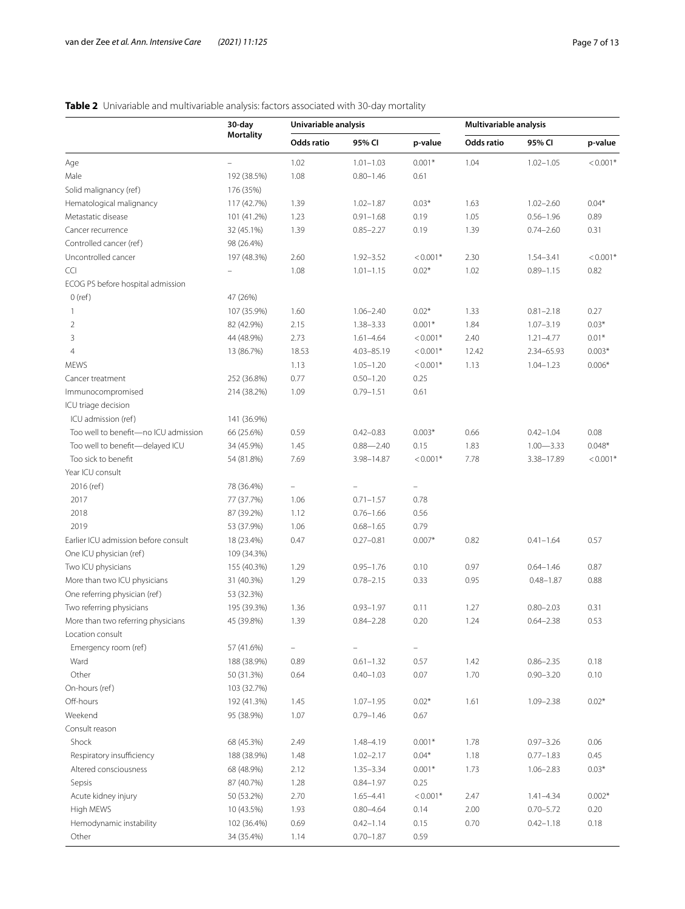**Table 2** Univariable and multivariable analysis: factors associated with 30-day mortality

| | 30-day Mortality | Univariable analysis | | | Multivariable analysis | | |
|---|---|---|---|---|---|---|---|
| | | Odds ratio | 95% CI | p-value | Odds ratio | 95% CI | p-value |
| Age | – | 1.02 | 1.01–1.03 | 0.001* | 1.04 | 1.02–1.05 | <0.001* |
| Male | 192 (38.5%) | 1.08 | 0.80–1.46 | 0.61 | | | |
| Solid malignancy (ref) | 176 (35%) | | | | | | |
| Hematological malignancy | 117 (42.7%) | 1.39 | 1.02–1.87 | 0.03* | 1.63 | 1.02–2.60 | 0.04* |
| Metastatic disease | 101 (41.2%) | 1.23 | 0.91–1.68 | 0.19 | 1.05 | 0.56–1.96 | 0.89 |
| Cancer recurrence | 32 (45.1%) | 1.39 | 0.85–2.27 | 0.19 | 1.39 | 0.74–2.60 | 0.31 |
| Controlled cancer (ref) | 98 (26.4%) | | | | | | |
| Uncontrolled cancer | 197 (48.3%) | 2.60 | 1.92–3.52 | <0.001* | 2.30 | 1.54–3.41 | <0.001* |
| CCI | – | 1.08 | 1.01–1.15 | 0.02* | 1.02 | 0.89–1.15 | 0.82 |
| ECOG PS before hospital admission | | | | | | | |
| 0 (ref) | 47 (26%) | | | | | | |
| 1 | 107 (35.9%) | 1.60 | 1.06–2.40 | 0.02* | 1.33 | 0.81–2.18 | 0.27 |
| 2 | 82 (42.9%) | 2.15 | 1.38–3.33 | 0.001* | 1.84 | 1.07–3.19 | 0.03* |
| 3 | 44 (48.9%) | 2.73 | 1.61–4.64 | <0.001* | 2.40 | 1.21–4.77 | 0.01* |
| 4 | 13 (86.7%) | 18.53 | 4.03–85.19 | <0.001* | 12.42 | 2.34–65.93 | 0.003* |
| MEWS | | 1.13 | 1.05–1.20 | <0.001* | 1.13 | 1.04–1.23 | 0.006* |
| Cancer treatment | 252 (36.8%) | 0.77 | 0.50–1.20 | 0.25 | | | |
| Immunocompromised | 214 (38.2%) | 1.09 | 0.79–1.51 | 0.61 | | | |
| ICU triage decision | | | | | | | |
| ICU admission (ref) | 141 (36.9%) | | | | | | |
| Too well to benefit—no ICU admission | 66 (25.6%) | 0.59 | 0.42–0.83 | 0.003* | 0.66 | 0.42–1.04 | 0.08 |
| Too well to benefit—delayed ICU | 34 (45.9%) | 1.45 | 0.88—2.40 | 0.15 | 1.83 | 1.00—3.33 | 0.048* |
| Too sick to benefit | 54 (81.8%) | 7.69 | 3.98–14.87 | <0.001* | 7.78 | 3.38–17.89 | <0.001* |
| Year ICU consult | | | | | | | |
| 2016 (ref) | 78 (36.4%) | – | – | – | | | |
| 2017 | 77 (37.7%) | 1.06 | 0.71–1.57 | 0.78 | | | |
| 2018 | 87 (39.2%) | 1.12 | 0.76–1.66 | 0.56 | | | |
| 2019 | 53 (37.9%) | 1.06 | 0.68–1.65 | 0.79 | | | |
| Earlier ICU admission before consult | 18 (23.4%) | 0.47 | 0.27–0.81 | 0.007* | 0.82 | 0.41–1.64 | 0.57 |
| One ICU physician (ref) | 109 (34.3%) | | | | | | |
| Two ICU physicians | 155 (40.3%) | 1.29 | 0.95–1.76 | 0.10 | 0.97 | 0.64–1.46 | 0.87 |
| More than two ICU physicians | 31 (40.3%) | 1.29 | 0.78–2.15 | 0.33 | 0.95 | 0.48–1.87 | 0.88 |
| One referring physician (ref) | 53 (32.3%) | | | | | | |
| Two referring physicians | 195 (39.3%) | 1.36 | 0.93–1.97 | 0.11 | 1.27 | 0.80–2.03 | 0.31 |
| More than two referring physicians | 45 (39.8%) | 1.39 | 0.84–2.28 | 0.20 | 1.24 | 0.64–2.38 | 0.53 |
| Location consult | | | | | | | |
| Emergency room (ref) | 57 (41.6%) | – | – | – | | | |
| Ward | 188 (38.9%) | 0.89 | 0.61–1.32 | 0.57 | 1.42 | 0.86–2.35 | 0.18 |
| Other | 50 (31.3%) | 0.64 | 0.40–1.03 | 0.07 | 1.70 | 0.90–3.20 | 0.10 |
| On-hours (ref) | 103 (32.7%) | | | | | | |
| Off-hours | 192 (41.3%) | 1.45 | 1.07–1.95 | 0.02* | 1.61 | 1.09–2.38 | 0.02* |
| Weekend | 95 (38.9%) | 1.07 | 0.79–1.46 | 0.67 | | | |
| Consult reason | | | | | | | |
| Shock | 68 (45.3%) | 2.49 | 1.48–4.19 | 0.001* | 1.78 | 0.97–3.26 | 0.06 |
| Respiratory insufficiency | 188 (38.9%) | 1.48 | 1.02–2.17 | 0.04* | 1.18 | 0.77–1.83 | 0.45 |
| Altered consciousness | 68 (48.9%) | 2.12 | 1.35–3.34 | 0.001* | 1.73 | 1.06–2.83 | 0.03* |
| Sepsis | 87 (40.7%) | 1.28 | 0.84–1.97 | 0.25 | | | |
| Acute kidney injury | 50 (53.2%) | 2.70 | 1.65–4.41 | <0.001* | 2.47 | 1.41–4.34 | 0.002* |
| High MEWS | 10 (43.5%) | 1.93 | 0.80–4.64 | 0.14 | 2.00 | 0.70–5.72 | 0.20 |
| Hemodynamic instability | 102 (36.4%) | 0.69 | 0.42–1.14 | 0.15 | 0.70 | 0.42–1.18 | 0.18 |
| Other | 34 (35.4%) | 1.14 | 0.70–1.87 | 0.59 | | | |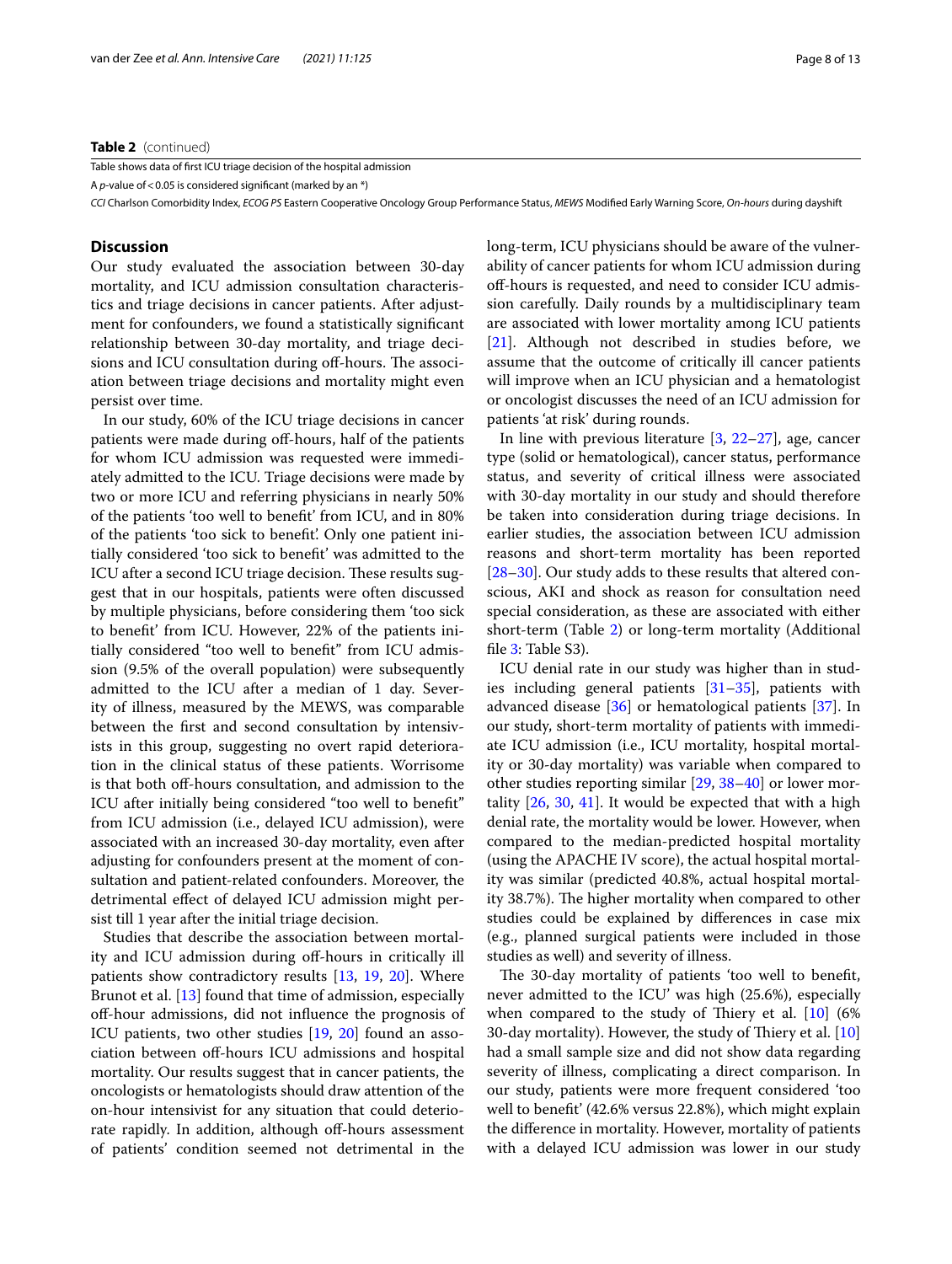**Table 2** (continued)

Table shows data of first ICU triage decision of the hospital admission

A *p*-value of < 0.05 is considered significant (marked by an *)

*CCI* Charlson Comorbidity Index, *ECOG PS* Eastern Cooperative Oncology Group Performance Status, *MEWS* Modified Early Warning Score, *On-hours* during dayshift

## Discussion

Our study evaluated the association between 30-day mortality, and ICU admission consultation characteristics and triage decisions in cancer patients. After adjustment for confounders, we found a statistically significant relationship between 30-day mortality, and triage decisions and ICU consultation during off-hours. The association between triage decisions and mortality might even persist over time.

In our study, 60% of the ICU triage decisions in cancer patients were made during off-hours, half of the patients for whom ICU admission was requested were immediately admitted to the ICU. Triage decisions were made by two or more ICU and referring physicians in nearly 50% of the patients 'too well to benefit' from ICU, and in 80% of the patients 'too sick to benefit'. Only one patient initially considered 'too sick to benefit' was admitted to the ICU after a second ICU triage decision. These results suggest that in our hospitals, patients were often discussed by multiple physicians, before considering them 'too sick to benefit' from ICU. However, 22% of the patients initially considered "too well to benefit" from ICU admission (9.5% of the overall population) were subsequently admitted to the ICU after a median of 1 day. Severity of illness, measured by the MEWS, was comparable between the first and second consultation by intensivists in this group, suggesting no overt rapid deterioration in the clinical status of these patients. Worrisome is that both off-hours consultation, and admission to the ICU after initially being considered "too well to benefit" from ICU admission (i.e., delayed ICU admission), were associated with an increased 30-day mortality, even after adjusting for confounders present at the moment of consultation and patient-related confounders. Moreover, the detrimental effect of delayed ICU admission might persist till 1 year after the initial triage decision.

Studies that describe the association between mortality and ICU admission during off-hours in critically ill patients show contradictory results [13, 19, 20]. Where Brunot et al. [13] found that time of admission, especially off-hour admissions, did not influence the prognosis of ICU patients, two other studies [19, 20] found an association between off-hours ICU admissions and hospital mortality. Our results suggest that in cancer patients, the oncologists or hematologists should draw attention of the on-hour intensivist for any situation that could deteriorate rapidly. In addition, although off-hours assessment of patients' condition seemed not detrimental in the long-term, ICU physicians should be aware of the vulnerability of cancer patients for whom ICU admission during off-hours is requested, and need to consider ICU admission carefully. Daily rounds by a multidisciplinary team are associated with lower mortality among ICU patients [21]. Although not described in studies before, we assume that the outcome of critically ill cancer patients will improve when an ICU physician and a hematologist or oncologist discusses the need of an ICU admission for patients 'at risk' during rounds.

In line with previous literature [3, 22–27], age, cancer type (solid or hematological), cancer status, performance status, and severity of critical illness were associated with 30-day mortality in our study and should therefore be taken into consideration during triage decisions. In earlier studies, the association between ICU admission reasons and short-term mortality has been reported [28–30]. Our study adds to these results that altered conscious, AKI and shock as reason for consultation need special consideration, as these are associated with either short-term (Table 2) or long-term mortality (Additional file 3: Table S3).

ICU denial rate in our study was higher than in studies including general patients [31–35], patients with advanced disease [36] or hematological patients [37]. In our study, short-term mortality of patients with immediate ICU admission (i.e., ICU mortality, hospital mortality or 30-day mortality) was variable when compared to other studies reporting similar [29, 38–40] or lower mortality [26, 30, 41]. It would be expected that with a high denial rate, the mortality would be lower. However, when compared to the median-predicted hospital mortality (using the APACHE IV score), the actual hospital mortality was similar (predicted 40.8%, actual hospital mortality 38.7%). The higher mortality when compared to other studies could be explained by differences in case mix (e.g., planned surgical patients were included in those studies as well) and severity of illness.

The 30-day mortality of patients 'too well to benefit, never admitted to the ICU' was high (25.6%), especially when compared to the study of Thiery et al. [10] (6% 30-day mortality). However, the study of Thiery et al. [10] had a small sample size and did not show data regarding severity of illness, complicating a direct comparison. In our study, patients were more frequent considered 'too well to benefit' (42.6% versus 22.8%), which might explain the difference in mortality. However, mortality of patients with a delayed ICU admission was lower in our study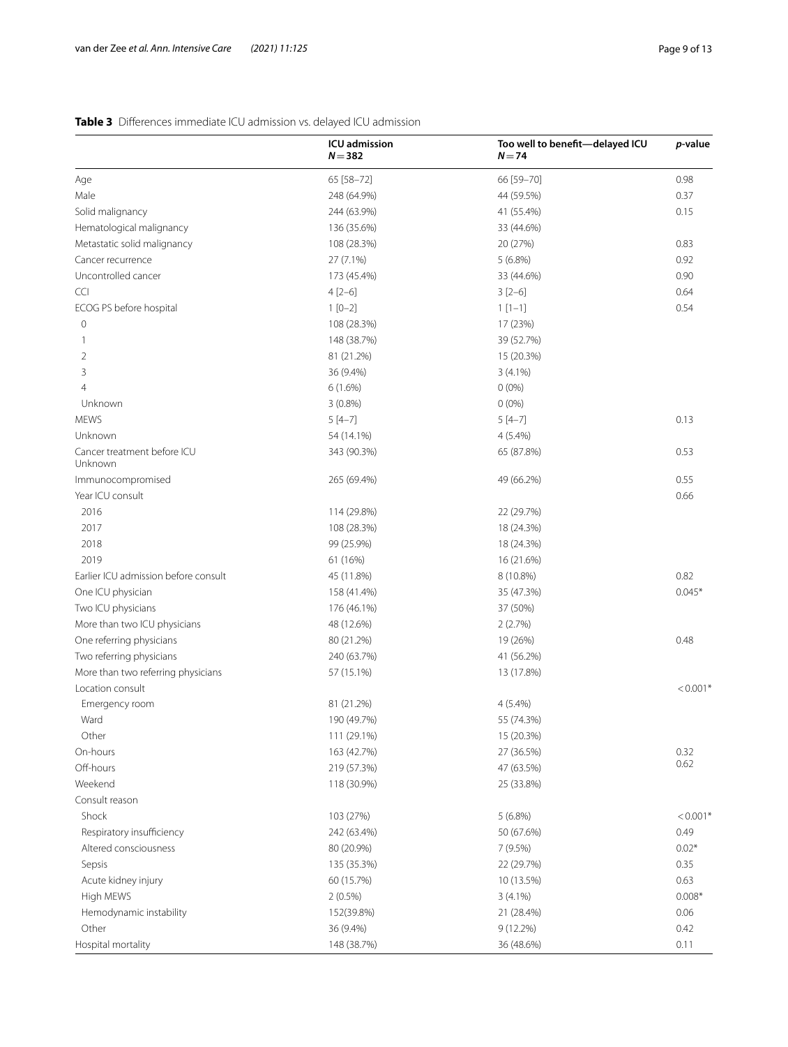**Table 3** Differences immediate ICU admission vs. delayed ICU admission

| | ICU admission<br>$N = 382$ | Too well to benefit—delayed ICU<br>$N = 74$ | *p*-value |
|---|---|---|---|
| Age | 65 [58–72] | 66 [59–70] | 0.98 |
| Male | 248 (64.9%) | 44 (59.5%) | 0.37 |
| Solid malignancy | 244 (63.9%) | 41 (55.4%) | 0.15 |
| Hematological malignancy | 136 (35.6%) | 33 (44.6%) | |
| Metastatic solid malignancy | 108 (28.3%) | 20 (27%) | 0.83 |
| Cancer recurrence | 27 (7.1%) | 5 (6.8%) | 0.92 |
| Uncontrolled cancer | 173 (45.4%) | 33 (44.6%) | 0.90 |
| CCI | 4 [2–6] | 3 [2–6] | 0.64 |
| ECOG PS before hospital | 1 [0–2] | 1 [1–1] | 0.54 |
| 0 | 108 (28.3%) | 17 (23%) | |
| 1 | 148 (38.7%) | 39 (52.7%) | |
| 2 | 81 (21.2%) | 15 (20.3%) | |
| 3 | 36 (9.4%) | 3 (4.1%) | |
| 4 | 6 (1.6%) | 0 (0%) | |
| Unknown | 3 (0.8%) | 0 (0%) | |
| MEWS | 5 [4–7] | 5 [4–7] | 0.13 |
| Unknown | 54 (14.1%) | 4 (5.4%) | |
| Cancer treatment before ICU Unknown | 343 (90.3%) | 65 (87.8%) | 0.53 |
| Immunocompromised | 265 (69.4%) | 49 (66.2%) | 0.55 |
| Year ICU consult | | | 0.66 |
| 2016 | 114 (29.8%) | 22 (29.7%) | |
| 2017 | 108 (28.3%) | 18 (24.3%) | |
| 2018 | 99 (25.9%) | 18 (24.3%) | |
| 2019 | 61 (16%) | 16 (21.6%) | |
| Earlier ICU admission before consult | 45 (11.8%) | 8 (10.8%) | 0.82 |
| One ICU physician | 158 (41.4%) | 35 (47.3%) | 0.045* |
| Two ICU physicians | 176 (46.1%) | 37 (50%) | |
| More than two ICU physicians | 48 (12.6%) | 2 (2.7%) | |
| One referring physicians | 80 (21.2%) | 19 (26%) | 0.48 |
| Two referring physicians | 240 (63.7%) | 41 (56.2%) | |
| More than two referring physicians | 57 (15.1%) | 13 (17.8%) | |
| Location consult | | | <0.001* |
| Emergency room | 81 (21.2%) | 4 (5.4%) | |
| Ward | 190 (49.7%) | 55 (74.3%) | |
| Other | 111 (29.1%) | 15 (20.3%) | |
| On-hours | 163 (42.7%) | 27 (36.5%) | 0.32 |
| Off-hours | 219 (57.3%) | 47 (63.5%) | 0.62 |
| Weekend | 118 (30.9%) | 25 (33.8%) | |
| Consult reason | | | |
| Shock | 103 (27%) | 5 (6.8%) | <0.001* |
| Respiratory insufficiency | 242 (63.4%) | 50 (67.6%) | 0.49 |
| Altered consciousness | 80 (20.9%) | 7 (9.5%) | 0.02* |
| Sepsis | 135 (35.3%) | 22 (29.7%) | 0.35 |
| Acute kidney injury | 60 (15.7%) | 10 (13.5%) | 0.63 |
| High MEWS | 2 (0.5%) | 3 (4.1%) | 0.008* |
| Hemodynamic instability | 152(39.8%) | 21 (28.4%) | 0.06 |
| Other | 36 (9.4%) | 9 (12.2%) | 0.42 |
| Hospital mortality | 148 (38.7%) | 36 (48.6%) | 0.11 |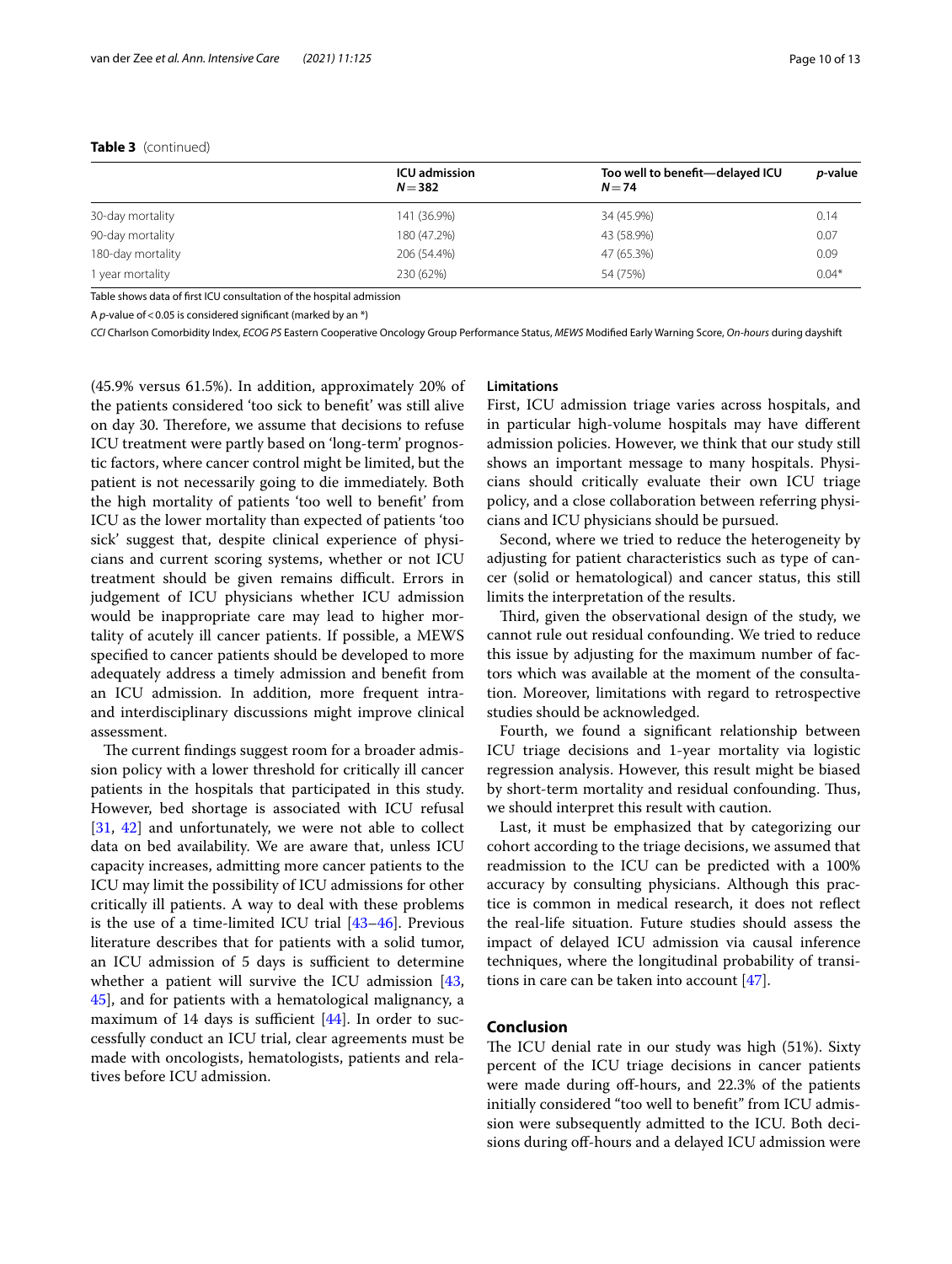**Table 3** (continued)

| | ICU admission $N=382$ | Too well to benefit—delayed ICU $N=74$ | *p*-value |
|---|---|---|---|
| 30-day mortality | 141 (36.9%) | 34 (45.9%) | 0.14 |
| 90-day mortality | 180 (47.2%) | 43 (58.9%) | 0.07 |
| 180-day mortality | 206 (54.4%) | 47 (65.3%) | 0.09 |
| 1 year mortality | 230 (62%) | 54 (75%) | 0.04* |

Table shows data of first ICU consultation of the hospital admission

A *p*-value of < 0.05 is considered significant (marked by an *)

*CCI* Charlson Comorbidity Index, *ECOG PS* Eastern Cooperative Oncology Group Performance Status, *MEWS* Modified Early Warning Score, *On-hours* during dayshift

(45.9% versus 61.5%). In addition, approximately 20% of the patients considered 'too sick to benefit' was still alive on day 30. Therefore, we assume that decisions to refuse ICU treatment were partly based on 'long-term' prognostic factors, where cancer control might be limited, but the patient is not necessarily going to die immediately. Both the high mortality of patients 'too well to benefit' from ICU as the lower mortality than expected of patients 'too sick' suggest that, despite clinical experience of physicians and current scoring systems, whether or not ICU treatment should be given remains difficult. Errors in judgement of ICU physicians whether ICU admission would be inappropriate care may lead to higher mortality of acutely ill cancer patients. If possible, a MEWS specified to cancer patients should be developed to more adequately address a timely admission and benefit from an ICU admission. In addition, more frequent intra- and interdisciplinary discussions might improve clinical assessment.

The current findings suggest room for a broader admission policy with a lower threshold for critically ill cancer patients in the hospitals that participated in this study. However, bed shortage is associated with ICU refusal [31, 42] and unfortunately, we were not able to collect data on bed availability. We are aware that, unless ICU capacity increases, admitting more cancer patients to the ICU may limit the possibility of ICU admissions for other critically ill patients. A way to deal with these problems is the use of a time-limited ICU trial [43–46]. Previous literature describes that for patients with a solid tumor, an ICU admission of 5 days is sufficient to determine whether a patient will survive the ICU admission [43, 45], and for patients with a hematological malignancy, a maximum of 14 days is sufficient [44]. In order to successfully conduct an ICU trial, clear agreements must be made with oncologists, hematologists, patients and relatives before ICU admission.

### Limitations

First, ICU admission triage varies across hospitals, and in particular high-volume hospitals may have different admission policies. However, we think that our study still shows an important message to many hospitals. Physicians should critically evaluate their own ICU triage policy, and a close collaboration between referring physicians and ICU physicians should be pursued.

Second, where we tried to reduce the heterogeneity by adjusting for patient characteristics such as type of cancer (solid or hematological) and cancer status, this still limits the interpretation of the results.

Third, given the observational design of the study, we cannot rule out residual confounding. We tried to reduce this issue by adjusting for the maximum number of factors which was available at the moment of the consultation. Moreover, limitations with regard to retrospective studies should be acknowledged.

Fourth, we found a significant relationship between ICU triage decisions and 1-year mortality via logistic regression analysis. However, this result might be biased by short-term mortality and residual confounding. Thus, we should interpret this result with caution.

Last, it must be emphasized that by categorizing our cohort according to the triage decisions, we assumed that readmission to the ICU can be predicted with a 100% accuracy by consulting physicians. Although this practice is common in medical research, it does not reflect the real-life situation. Future studies should assess the impact of delayed ICU admission via causal inference techniques, where the longitudinal probability of transitions in care can be taken into account [47].

## Conclusion

The ICU denial rate in our study was high (51%). Sixty percent of the ICU triage decisions in cancer patients were made during off-hours, and 22.3% of the patients initially considered "too well to benefit" from ICU admission were subsequently admitted to the ICU. Both decisions during off-hours and a delayed ICU admission were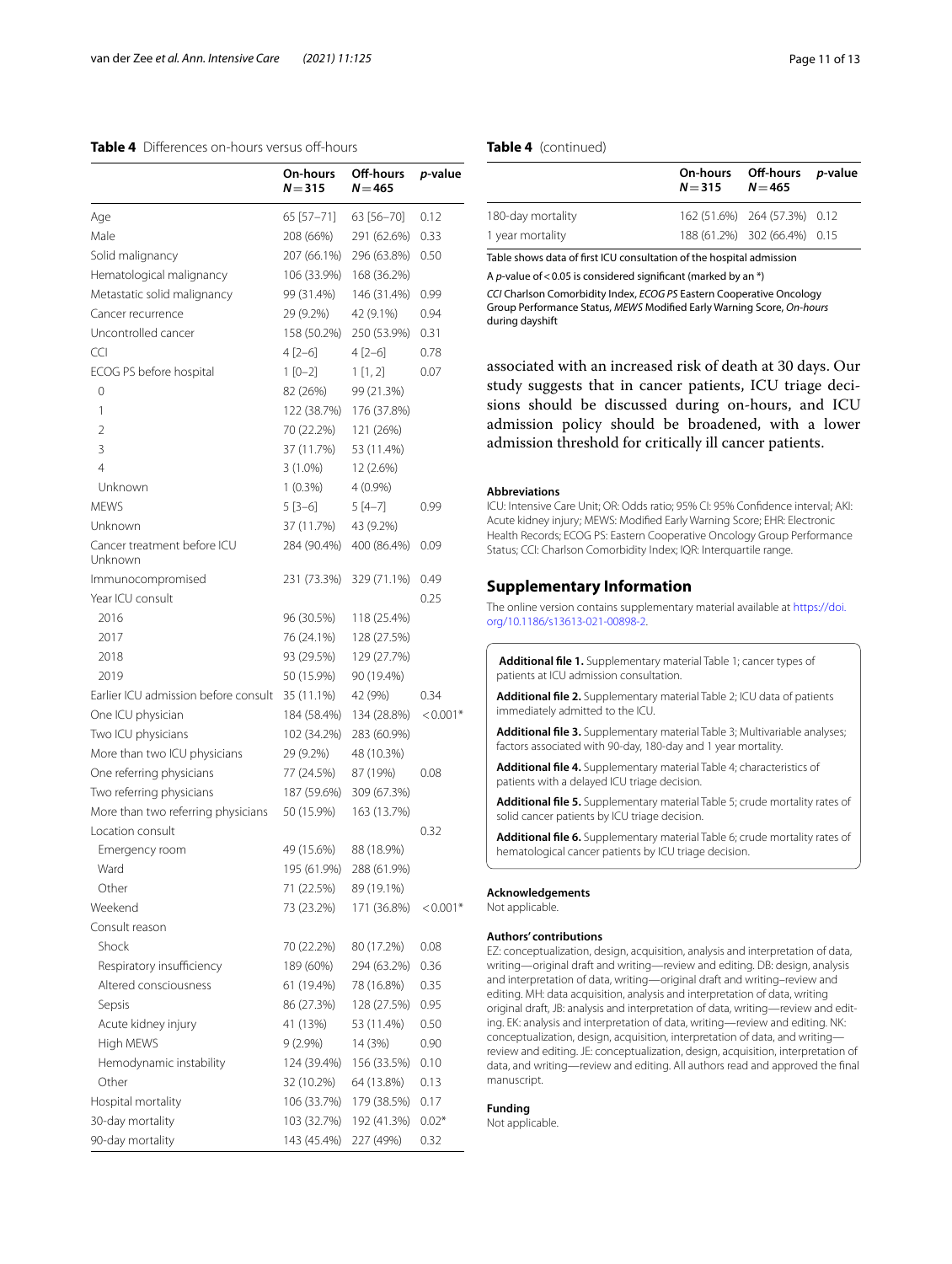**Table 4** Differences on-hours versus off-hours

| | On-hours N = 315 | Off-hours N = 465 | *p*-value |
|---|---|---|---|
| Age | 65 [57–71] | 63 [56–70] | 0.12 |
| Male | 208 (66%) | 291 (62.6%) | 0.33 |
| Solid malignancy | 207 (66.1%) | 296 (63.8%) | 0.50 |
| Hematological malignancy | 106 (33.9%) | 168 (36.2%) | |
| Metastatic solid malignancy | 99 (31.4%) | 146 (31.4%) | 0.99 |
| Cancer recurrence | 29 (9.2%) | 42 (9.1%) | 0.94 |
| Uncontrolled cancer | 158 (50.2%) | 250 (53.9%) | 0.31 |
| CCI | 4 [2–6] | 4 [2–6] | 0.78 |
| ECOG PS before hospital | 1 [0–2] | 1 [1, 2] | 0.07 |
| 0 | 82 (26%) | 99 (21.3%) | |
| 1 | 122 (38.7%) | 176 (37.8%) | |
| 2 | 70 (22.2%) | 121 (26%) | |
| 3 | 37 (11.7%) | 53 (11.4%) | |
| 4 | 3 (1.0%) | 12 (2.6%) | |
| Unknown | 1 (0.3%) | 4 (0.9%) | |
| MEWS | 5 [3–6] | 5 [4–7] | 0.99 |
| Unknown | 37 (11.7%) | 43 (9.2%) | |
| Cancer treatment before ICU Unknown | 284 (90.4%) | 400 (86.4%) | 0.09 |
| Immunocompromised | 231 (73.3%) | 329 (71.1%) | 0.49 |
| Year ICU consult | | | 0.25 |
| 2016 | 96 (30.5%) | 118 (25.4%) | |
| 2017 | 76 (24.1%) | 128 (27.5%) | |
| 2018 | 93 (29.5%) | 129 (27.7%) | |
| 2019 | 50 (15.9%) | 90 (19.4%) | |
| Earlier ICU admission before consult | 35 (11.1%) | 42 (9%) | 0.34 |
| One ICU physician | 184 (58.4%) | 134 (28.8%) | < 0.001* |
| Two ICU physicians | 102 (34.2%) | 283 (60.9%) | |
| More than two ICU physicians | 29 (9.2%) | 48 (10.3%) | |
| One referring physicians | 77 (24.5%) | 87 (19%) | 0.08 |
| Two referring physicians | 187 (59.6%) | 309 (67.3%) | |
| More than two referring physicians | 50 (15.9%) | 163 (13.7%) | |
| Location consult | | | 0.32 |
| Emergency room | 49 (15.6%) | 88 (18.9%) | |
| Ward | 195 (61.9%) | 288 (61.9%) | |
| Other | 71 (22.5%) | 89 (19.1%) | |
| Weekend | 73 (23.2%) | 171 (36.8%) | < 0.001* |
| Consult reason | | | |
| Shock | 70 (22.2%) | 80 (17.2%) | 0.08 |
| Respiratory insufficiency | 189 (60%) | 294 (63.2%) | 0.36 |
| Altered consciousness | 61 (19.4%) | 78 (16.8%) | 0.35 |
| Sepsis | 86 (27.3%) | 128 (27.5%) | 0.95 |
| Acute kidney injury | 41 (13%) | 53 (11.4%) | 0.50 |
| High MEWS | 9 (2.9%) | 14 (3%) | 0.90 |
| Hemodynamic instability | 124 (39.4%) | 156 (33.5%) | 0.10 |
| Other | 32 (10.2%) | 64 (13.8%) | 0.13 |
| Hospital mortality | 106 (33.7%) | 179 (38.5%) | 0.17 |
| 30-day mortality | 103 (32.7%) | 192 (41.3%) | 0.02* |
| 90-day mortality | 143 (45.4%) | 227 (49%) | 0.32 |
| 180-day mortality | 162 (51.6%) | 264 (57.3%) | 0.12 |
| 1 year mortality | 188 (61.2%) | 302 (66.4%) | 0.15 |

Table shows data of first ICU consultation of the hospital admission

A *p*-value of < 0.05 is considered significant (marked by an *)

*CCI* Charlson Comorbidity Index, *ECOG PS* Eastern Cooperative Oncology Group Performance Status, *MEWS* Modified Early Warning Score, *On-hours* during dayshift

associated with an increased risk of death at 30 days. Our study suggests that in cancer patients, ICU triage decisions should be discussed during on-hours, and ICU admission policy should be broadened, with a lower admission threshold for critically ill cancer patients.

#### Abbreviations

ICU: Intensive Care Unit; OR: Odds ratio; 95% CI: 95% Confidence interval; AKI: Acute kidney injury; MEWS: Modified Early Warning Score; EHR: Electronic Health Records; ECOG PS: Eastern Cooperative Oncology Group Performance Status; CCI: Charlson Comorbidity Index; IQR: Interquartile range.

## Supplementary Information

The online version contains supplementary material available at https://doi.org/10.1186/s13613-021-00898-2.

**Additional file 1.** Supplementary material Table 1; cancer types of patients at ICU admission consultation.

**Additional file 2.** Supplementary material Table 2; ICU data of patients immediately admitted to the ICU.

**Additional file 3.** Supplementary material Table 3; Multivariable analyses; factors associated with 90-day, 180-day and 1 year mortality.

**Additional file 4.** Supplementary material Table 4; characteristics of patients with a delayed ICU triage decision.

**Additional file 5.** Supplementary material Table 5; crude mortality rates of solid cancer patients by ICU triage decision.

**Additional file 6.** Supplementary material Table 6; crude mortality rates of hematological cancer patients by ICU triage decision.

#### Acknowledgements

Not applicable.

#### Authors' contributions

EZ: conceptualization, design, acquisition, analysis and interpretation of data, writing—original draft and writing—review and editing. DB: design, analysis and interpretation of data, writing—original draft and writing–review and editing. MH: data acquisition, analysis and interpretation of data, writing original draft, JB: analysis and interpretation of data, writing—review and editing. EK: analysis and interpretation of data, writing—review and editing. NK: conceptualization, design, acquisition, interpretation of data, and writing—review and editing. JE: conceptualization, design, acquisition, interpretation of data, and writing—review and editing. All authors read and approved the final manuscript.

#### Funding

Not applicable.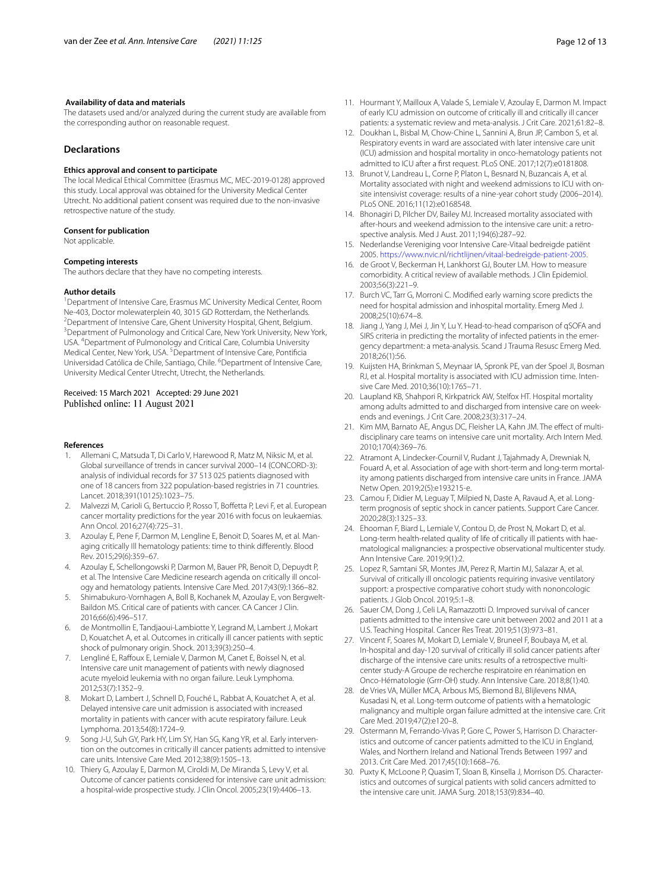**Availability of data and materials**

The datasets used and/or analyzed during the current study are available from the corresponding author on reasonable request.

## Declarations

### Ethics approval and consent to participate

The local Medical Ethical Committee (Erasmus MC, MEC-2019-0128) approved this study. Local approval was obtained for the University Medical Center Utrecht. No additional patient consent was required due to the non-invasive retrospective nature of the study.

### Consent for publication

Not applicable.

### Competing interests

The authors declare that they have no competing interests.

### Author details

[1]Department of Intensive Care, Erasmus MC University Medical Center, Room Ne-403, Doctor molewaterplein 40, 3015 GD Rotterdam, the Netherlands. [2]Department of Intensive Care, Ghent University Hospital, Ghent, Belgium. [3]Department of Pulmonology and Critical Care, New York University, New York, USA. [4]Department of Pulmonology and Critical Care, Columbia University Medical Center, New York, USA. [5]Department of Intensive Care, Pontificia Universidad Católica de Chile, Santiago, Chile. [6]Department of Intensive Care, University Medical Center Utrecht, Utrecht, the Netherlands.

Received: 15 March 2021 Accepted: 29 June 2021
Published online: 11 August 2021

### References

1. Allemani C, Matsuda T, Di Carlo V, Harewood R, Matz M, Niksic M, et al. Global surveillance of trends in cancer survival 2000–14 (CONCORD-3): analysis of individual records for 37 513 025 patients diagnosed with one of 18 cancers from 322 population-based registries in 71 countries. Lancet. 2018;391(10125):1023–75.
2. Malvezzi M, Carioli G, Bertuccio P, Rosso T, Boffetta P, Levi F, et al. European cancer mortality predictions for the year 2016 with focus on leukaemias. Ann Oncol. 2016;27(4):725–31.
3. Azoulay E, Pene F, Darmon M, Lengline E, Benoit D, Soares M, et al. Managing critically Ill hematology patients: time to think differently. Blood Rev. 2015;29(6):359–67.
4. Azoulay E, Schellongowski P, Darmon M, Bauer PR, Benoit D, Depuydt P, et al. The Intensive Care Medicine research agenda on critically ill oncology and hematology patients. Intensive Care Med. 2017;43(9):1366–82.
5. Shimabukuro-Vornhagen A, Boll B, Kochanek M, Azoulay E, von Bergwelt-Baildon MS. Critical care of patients with cancer. CA Cancer J Clin. 2016;66(6):496–517.
6. de Montmollin E, Tandjaoui-Lambiotte Y, Legrand M, Lambert J, Mokart D, Kouatchet A, et al. Outcomes in critically ill cancer patients with septic shock of pulmonary origin. Shock. 2013;39(3):250–4.
7. Lengliné E, Raffoux E, Lemiale V, Darmon M, Canet E, Boissel N, et al. Intensive care unit management of patients with newly diagnosed acute myeloid leukemia with no organ failure. Leuk Lymphoma. 2012;53(7):1352–9.
8. Mokart D, Lambert J, Schnell D, Fouché L, Rabbat A, Kouatchet A, et al. Delayed intensive care unit admission is associated with increased mortality in patients with cancer with acute respiratory failure. Leuk Lymphoma. 2013;54(8):1724–9.
9. Song J-U, Suh GY, Park HY, Lim SY, Han SG, Kang YR, et al. Early intervention on the outcomes in critically ill cancer patients admitted to intensive care units. Intensive Care Med. 2012;38(9):1505–13.
10. Thiery G, Azoulay E, Darmon M, Ciroldi M, De Miranda S, Levy V, et al. Outcome of cancer patients considered for intensive care unit admission: a hospital-wide prospective study. J Clin Oncol. 2005;23(19):4406–13.
11. Hourmant Y, Mailloux A, Valade S, Lemiale V, Azoulay E, Darmon M. Impact of early ICU admission on outcome of critically ill and critically ill cancer patients: a systematic review and meta-analysis. J Crit Care. 2021;61:82–8.
12. Doukhan L, Bisbal M, Chow-Chine L, Sannini A, Brun JP, Cambon S, et al. Respiratory events in ward are associated with later intensive care unit (ICU) admission and hospital mortality in onco-hematology patients not admitted to ICU after a first request. PLoS ONE. 2017;12(7):e0181808.
13. Brunot V, Landreau L, Corne P, Platon L, Besnard N, Buzancais A, et al. Mortality associated with night and weekend admissions to ICU with on-site intensivist coverage: results of a nine-year cohort study (2006–2014). PLoS ONE. 2016;11(12):e0168548.
14. Bhonagiri D, Pilcher DV, Bailey MJ. Increased mortality associated with after-hours and weekend admission to the intensive care unit: a retrospective analysis. Med J Aust. 2011;194(6):287–92.
15. Nederlandse Vereniging voor Intensive Care-Vitaal bedreigde patiënt 2005. https://www.nvic.nl/richtlijnen/vitaal-bedreigde-patient-2005.
16. de Groot V, Beckerman H, Lankhorst GJ, Bouter LM. How to measure comorbidity. A critical review of available methods. J Clin Epidemiol. 2003;56(3):221–9.
17. Burch VC, Tarr G, Morroni C. Modified early warning score predicts the need for hospital admission and inhospital mortality. Emerg Med J. 2008;25(10):674–8.
18. Jiang J, Yang J, Mei J, Jin Y, Lu Y. Head-to-head comparison of qSOFA and SIRS criteria in predicting the mortality of infected patients in the emergency department: a meta-analysis. Scand J Trauma Resusc Emerg Med. 2018;26(1):56.
19. Kuijsten HA, Brinkman S, Meynaar IA, Spronk PE, van der Spoel JI, Bosman RJ, et al. Hospital mortality is associated with ICU admission time. Intensive Care Med. 2010;36(10):1765–71.
20. Laupland KB, Shahpori R, Kirkpatrick AW, Stelfox HT. Hospital mortality among adults admitted to and discharged from intensive care on weekends and evenings. J Crit Care. 2008;23(3):317–24.
21. Kim MM, Barnato AE, Angus DC, Fleisher LA, Kahn JM. The effect of multidisciplinary care teams on intensive care unit mortality. Arch Intern Med. 2010;170(4):369–76.
22. Atramont A, Lindecker-Cournil V, Rudant J, Tajahmady A, Drewniak N, Fouard A, et al. Association of age with short-term and long-term mortality among patients discharged from intensive care units in France. JAMA Netw Open. 2019;2(5):e193215-e.
23. Camou F, Didier M, Leguay T, Milpied N, Daste A, Ravaud A, et al. Long-term prognosis of septic shock in cancer patients. Support Care Cancer. 2020;28(3):1325–33.
24. Ehooman F, Biard L, Lemiale V, Contou D, de Prost N, Mokart D, et al. Long-term health-related quality of life of critically ill patients with haematological malignancies: a prospective observational multicenter study. Ann Intensive Care. 2019;9(1):2.
25. Lopez R, Samtani SR, Montes JM, Perez R, Martin MJ, Salazar A, et al. Survival of critically ill oncologic patients requiring invasive ventilatory support: a prospective comparative cohort study with nononcologic patients. J Glob Oncol. 2019;5:1–8.
26. Sauer CM, Dong J, Celi LA, Ramazzotti D. Improved survival of cancer patients admitted to the intensive care unit between 2002 and 2011 at a U.S. Teaching Hospital. Cancer Res Treat. 2019;51(3):973–81.
27. Vincent F, Soares M, Mokart D, Lemiale V, Bruneel F, Boubaya M, et al. In-hospital and day-120 survival of critically ill solid cancer patients after discharge of the intensive care units: results of a retrospective multicenter study-A Groupe de recherche respiratoire en réanimation en Onco-Hématologie (Grrr-OH) study. Ann Intensive Care. 2018;8(1):40.
28. de Vries VA, Müller MCA, Arbous MS, Biemond BJ, Blijlevens NMA, Kusadasi N, et al. Long-term outcome of patients with a hematologic malignancy and multiple organ failure admitted at the intensive care. Crit Care Med. 2019;47(2):e120–8.
29. Ostermann M, Ferrando-Vivas P, Gore C, Power S, Harrison D. Characteristics and outcome of cancer patients admitted to the ICU in England, Wales, and Northern Ireland and National Trends Between 1997 and 2013. Crit Care Med. 2017;45(10):1668–76.
30. Puxty K, McLoone P, Quasim T, Sloan B, Kinsella J, Morrison DS. Characteristics and outcomes of surgical patients with solid cancers admitted to the intensive care unit. JAMA Surg. 2018;153(9):834–40.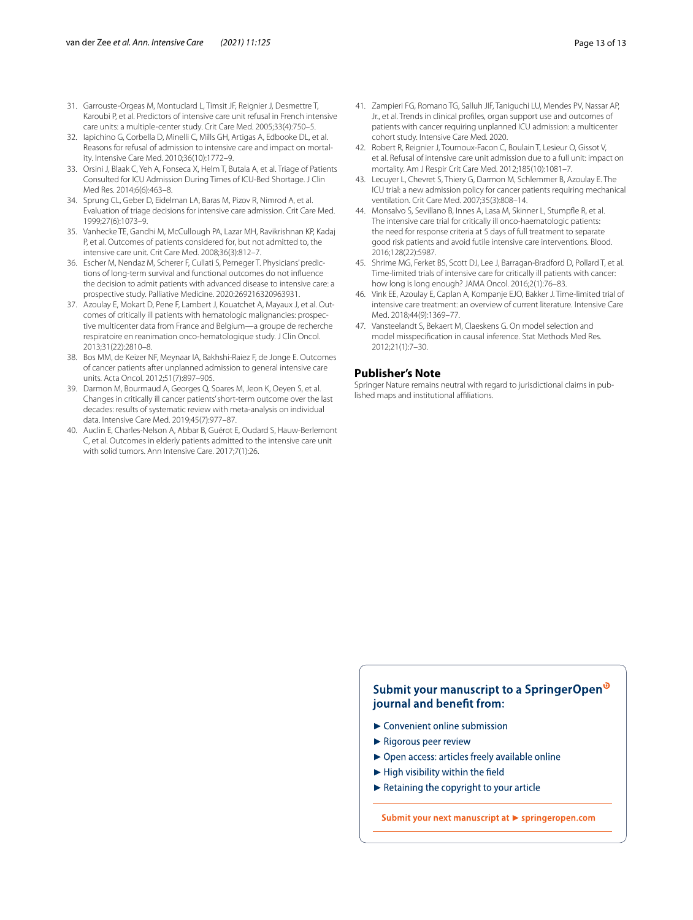31. Garrouste-Orgeas M, Montuclard L, Timsit JF, Reignier J, Desmettre T, Karoubi P, et al. Predictors of intensive care unit refusal in French intensive care units: a multiple-center study. Crit Care Med. 2005;33(4):750–5.
32. Iapichino G, Corbella D, Minelli C, Mills GH, Artigas A, Edbooke DL, et al. Reasons for refusal of admission to intensive care and impact on mortality. Intensive Care Med. 2010;36(10):1772–9.
33. Orsini J, Blaak C, Yeh A, Fonseca X, Helm T, Butala A, et al. Triage of Patients Consulted for ICU Admission During Times of ICU-Bed Shortage. J Clin Med Res. 2014;6(6):463–8.
34. Sprung CL, Geber D, Eidelman LA, Baras M, Pizov R, Nimrod A, et al. Evaluation of triage decisions for intensive care admission. Crit Care Med. 1999;27(6):1073–9.
35. Vanhecke TE, Gandhi M, McCullough PA, Lazar MH, Ravikrishnan KP, Kadaj P, et al. Outcomes of patients considered for, but not admitted to, the intensive care unit. Crit Care Med. 2008;36(3):812–7.
36. Escher M, Nendaz M, Scherer F, Cullati S, Perneger T. Physicians' predictions of long-term survival and functional outcomes do not influence the decision to admit patients with advanced disease to intensive care: a prospective study. Palliative Medicine. 2020:269216320963931.
37. Azoulay E, Mokart D, Pene F, Lambert J, Kouatchet A, Mayaux J, et al. Outcomes of critically ill patients with hematologic malignancies: prospective multicenter data from France and Belgium—a groupe de recherche respiratoire en reanimation onco-hematologique study. J Clin Oncol. 2013;31(22):2810–8.
38. Bos MM, de Keizer NF, Meynaar IA, Bakhshi-Raiez F, de Jonge E. Outcomes of cancer patients after unplanned admission to general intensive care units. Acta Oncol. 2012;51(7):897–905.
39. Darmon M, Bourmaud A, Georges Q, Soares M, Jeon K, Oeyen S, et al. Changes in critically ill cancer patients' short-term outcome over the last decades: results of systematic review with meta-analysis on individual data. Intensive Care Med. 2019;45(7):977–87.
40. Auclin E, Charles-Nelson A, Abbar B, Guérot E, Oudard S, Hauw-Berlemont C, et al. Outcomes in elderly patients admitted to the intensive care unit with solid tumors. Ann Intensive Care. 2017;7(1):26.
41. Zampieri FG, Romano TG, Salluh JIF, Taniguchi LU, Mendes PV, Nassar AP, Jr., et al. Trends in clinical profiles, organ support use and outcomes of patients with cancer requiring unplanned ICU admission: a multicenter cohort study. Intensive Care Med. 2020.
42. Robert R, Reignier J, Tournoux-Facon C, Boulain T, Lesieur O, Gissot V, et al. Refusal of intensive care unit admission due to a full unit: impact on mortality. Am J Respir Crit Care Med. 2012;185(10):1081–7.
43. Lecuyer L, Chevret S, Thiery G, Darmon M, Schlemmer B, Azoulay E. The ICU trial: a new admission policy for cancer patients requiring mechanical ventilation. Crit Care Med. 2007;35(3):808–14.
44. Monsalvo S, Sevillano B, Innes A, Lasa M, Skinner L, Stumpfle R, et al. The intensive care trial for critically ill onco-haematologic patients: the need for response criteria at 5 days of full treatment to separate good risk patients and avoid futile intensive care interventions. Blood. 2016;128(22):5987.
45. Shrime MG, Ferket BS, Scott DJ, Lee J, Barragan-Bradford D, Pollard T, et al. Time-limited trials of intensive care for critically ill patients with cancer: how long is long enough? JAMA Oncol. 2016;2(1):76–83.
46. Vink EE, Azoulay E, Caplan A, Kompanje EJO, Bakker J. Time-limited trial of intensive care treatment: an overview of current literature. Intensive Care Med. 2018;44(9):1369–77.
47. Vansteelandt S, Bekaert M, Claeskens G. On model selection and model misspecification in causal inference. Stat Methods Med Res. 2012;21(1):7–30.

## Publisher's Note

Springer Nature remains neutral with regard to jurisdictional claims in published maps and institutional affiliations.

**Submit your manuscript to a SpringerOpen journal and benefit from:**

- ► Convenient online submission
- ► Rigorous peer review
- ► Open access: articles freely available online
- ► High visibility within the field
- ► Retaining the copyright to your article

**Submit your next manuscript at ► springeropen.com**